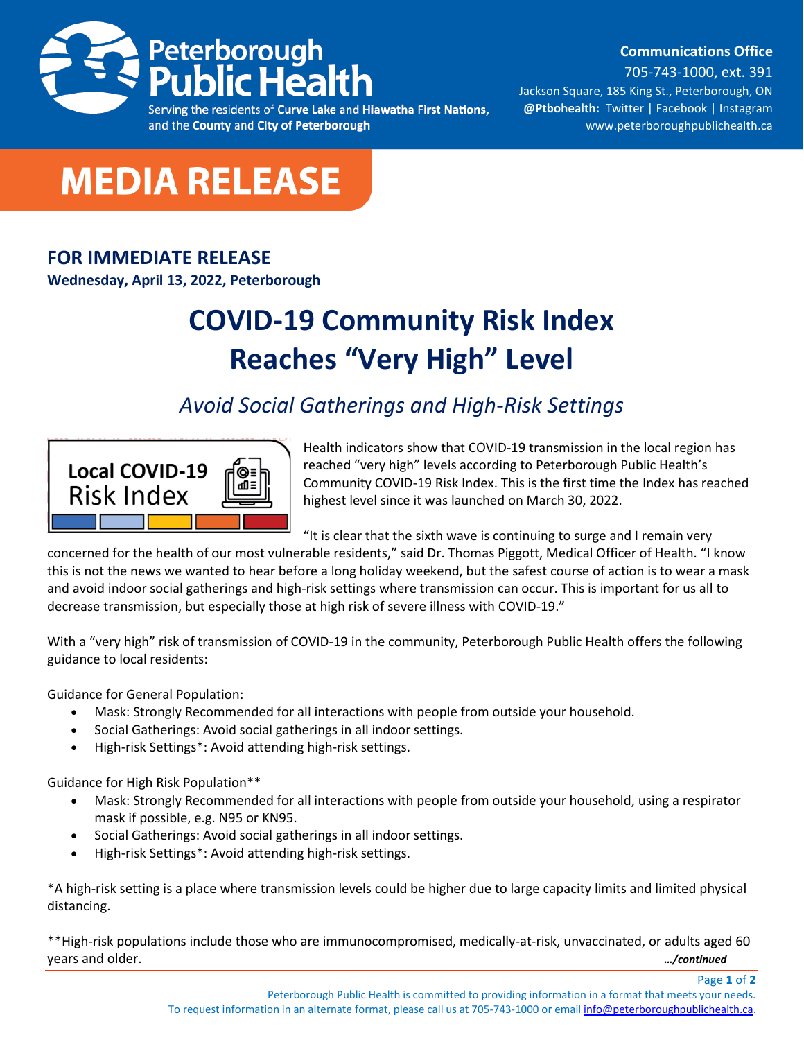Peterborough Public Health

Serving the residents of **Curve Lake** and **Hiawatha First Nations**, and the **County** and **City of Peterborough**

**Communications Office**
705-743-1000, ext. 391
Jackson Square, 185 King St., Peterborough, ON
**@Ptbohealth:** Twitter | Facebook | Instagram
www.peterboroughpublichealth.ca

# MEDIA RELEASE

**FOR IMMEDIATE RELEASE**
**Wednesday, April 13, 2022, Peterborough**

# COVID-19 Community Risk Index Reaches "Very High" Level

## *Avoid Social Gatherings and High-Risk Settings*

Local COVID-19 Risk Index

Health indicators show that COVID-19 transmission in the local region has reached "very high" levels according to Peterborough Public Health's Community COVID-19 Risk Index. This is the first time the Index has reached highest level since it was launched on March 30, 2022.

"It is clear that the sixth wave is continuing to surge and I remain very concerned for the health of our most vulnerable residents," said Dr. Thomas Piggott, Medical Officer of Health. "I know this is not the news we wanted to hear before a long holiday weekend, but the safest course of action is to wear a mask and avoid indoor social gatherings and high-risk settings where transmission can occur. This is important for us all to decrease transmission, but especially those at high risk of severe illness with COVID-19."

With a "very high" risk of transmission of COVID-19 in the community, Peterborough Public Health offers the following guidance to local residents:

Guidance for General Population:

- Mask: Strongly Recommended for all interactions with people from outside your household.
- Social Gatherings: Avoid social gatherings in all indoor settings.
- High-risk Settings*: Avoid attending high-risk settings.

Guidance for High Risk Population**

- Mask: Strongly Recommended for all interactions with people from outside your household, using a respirator mask if possible, e.g. N95 or KN95.
- Social Gatherings: Avoid social gatherings in all indoor settings.
- High-risk Settings*: Avoid attending high-risk settings.

*A high-risk setting is a place where transmission levels could be higher due to large capacity limits and limited physical distancing.

**High-risk populations include those who are immunocompromised, medically-at-risk, unvaccinated, or adults aged 60 years and older.

*.../continued*

Peterborough Public Health is committed to providing information in a format that meets your needs.
To request information in an alternate format, please call us at 705-743-1000 or email info@peterboroughpublichealth.ca.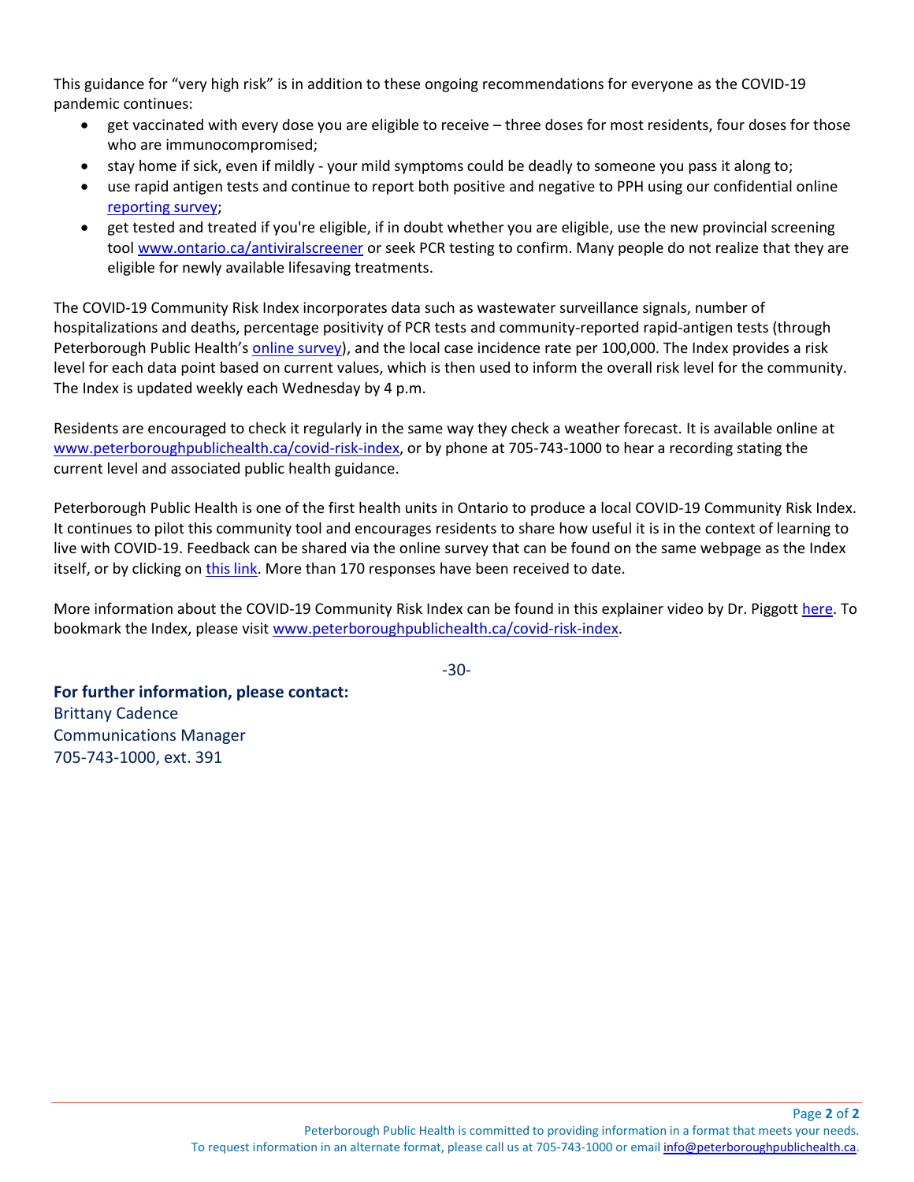This guidance for "very high risk" is in addition to these ongoing recommendations for everyone as the COVID-19 pandemic continues:

- get vaccinated with every dose you are eligible to receive – three doses for most residents, four doses for those who are immunocompromised;
- stay home if sick, even if mildly - your mild symptoms could be deadly to someone you pass it along to;
- use rapid antigen tests and continue to report both positive and negative to PPH using our confidential online reporting survey;
- get tested and treated if you're eligible, if in doubt whether you are eligible, use the new provincial screening tool www.ontario.ca/antiviralscreener or seek PCR testing to confirm. Many people do not realize that they are eligible for newly available lifesaving treatments.

The COVID-19 Community Risk Index incorporates data such as wastewater surveillance signals, number of hospitalizations and deaths, percentage positivity of PCR tests and community-reported rapid-antigen tests (through Peterborough Public Health's online survey), and the local case incidence rate per 100,000. The Index provides a risk level for each data point based on current values, which is then used to inform the overall risk level for the community. The Index is updated weekly each Wednesday by 4 p.m.

Residents are encouraged to check it regularly in the same way they check a weather forecast. It is available online at www.peterboroughpublichealth.ca/covid-risk-index, or by phone at 705-743-1000 to hear a recording stating the current level and associated public health guidance.

Peterborough Public Health is one of the first health units in Ontario to produce a local COVID-19 Community Risk Index. It continues to pilot this community tool and encourages residents to share how useful it is in the context of learning to live with COVID-19. Feedback can be shared via the online survey that can be found on the same webpage as the Index itself, or by clicking on this link. More than 170 responses have been received to date.

More information about the COVID-19 Community Risk Index can be found in this explainer video by Dr. Piggott here. To bookmark the Index, please visit www.peterboroughpublichealth.ca/covid-risk-index.

-30-

**For further information, please contact:**
Brittany Cadence
Communications Manager
705-743-1000, ext. 391

Peterborough Public Health is committed to providing information in a format that meets your needs.
To request information in an alternate format, please call us at 705-743-1000 or email info@peterboroughpublichealth.ca.